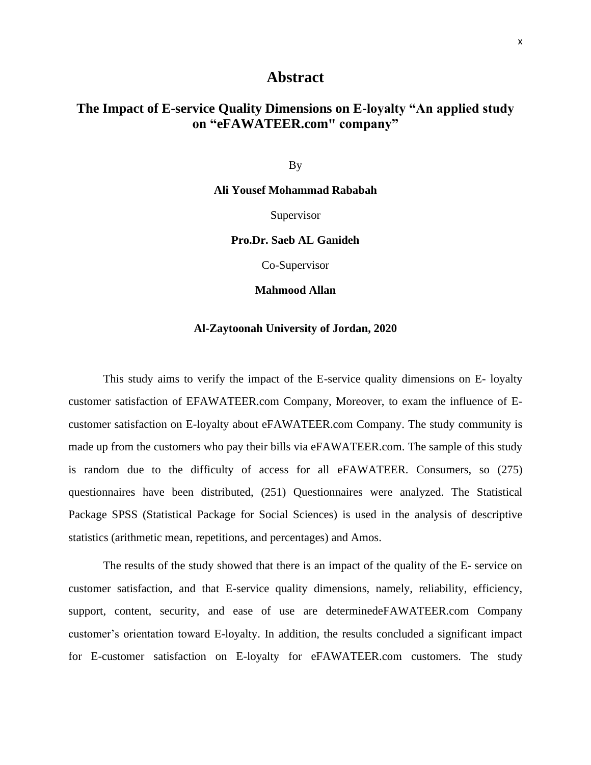# Abstract

## The Impact of E-service Quality Dimensions on E-loyalty "An applied study on "eFAWATEER.com" company"

By

**Ali Yousef Mohammad Rababah**

Supervisor

**Pro.Dr. Saeb AL Ganideh**

Co-Supervisor

**Mahmood Allan**

**Al-Zaytoonah University of Jordan, 2020**

This study aims to verify the impact of the E-service quality dimensions on E- loyalty customer satisfaction of EFAWATEER.com Company, Moreover, to exam the influence of E-customer satisfaction on E-loyalty about eFAWATEER.com Company. The study community is made up from the customers who pay their bills via eFAWATEER.com. The sample of this study is random due to the difficulty of access for all eFAWATEER. Consumers, so (275) questionnaires have been distributed, (251) Questionnaires were analyzed. The Statistical Package SPSS (Statistical Package for Social Sciences) is used in the analysis of descriptive statistics (arithmetic mean, repetitions, and percentages) and Amos.

The results of the study showed that there is an impact of the quality of the E- service on customer satisfaction, and that E-service quality dimensions, namely, reliability, efficiency, support, content, security, and ease of use are determinedeFAWATEER.com Company customer's orientation toward E-loyalty. In addition, the results concluded a significant impact for E-customer satisfaction on E-loyalty for eFAWATEER.com customers. The study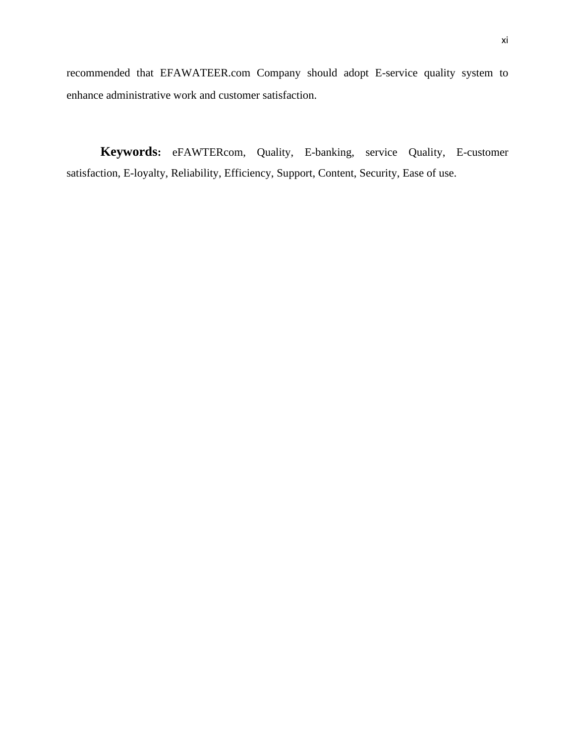recommended that EFAWATEER.com Company should adopt E-service quality system to enhance administrative work and customer satisfaction.

**Keywords:** eFAWTERcom, Quality, E-banking, service Quality, E-customer satisfaction, E-loyalty, Reliability, Efficiency, Support, Content, Security, Ease of use.